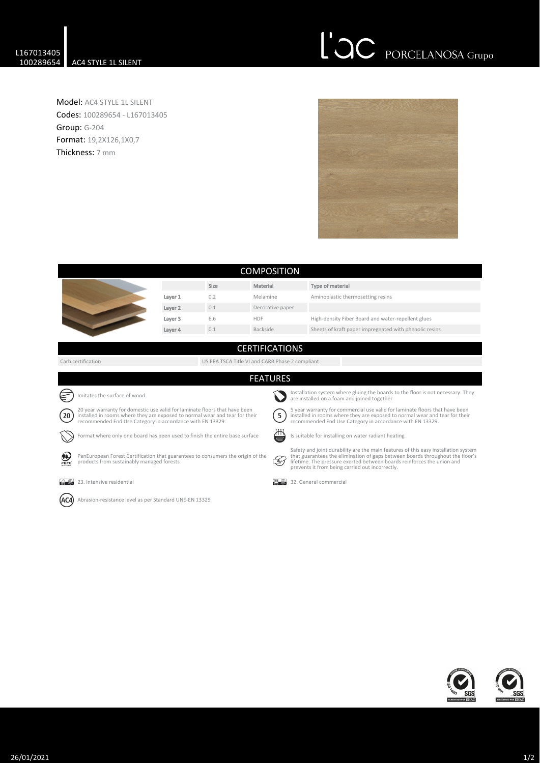L167013405
100289654 AC4 STYLE 1L SILENT

L'ac PORCELANOSA Grupo

**Model:** AC4 STYLE 1L SILENT
**Codes:** 100289654 - L167013405
**Group:** G-204
**Format:** 19,2X126,1X0,7
**Thickness:** 7 mm

## COMPOSITION

| | Size | Material | Type of material |
|---|---|---|---|
| Layer 1 | 0.2 | Melamine | Aminoplastic thermosetting resins |
| Layer 2 | 0.1 | Decorative paper | |
| Layer 3 | 6.6 | HDF | High-density Fiber Board and water-repellent glues |
| Layer 4 | 0.1 | Backside | Sheets of kraft paper impregnated with phenolic resins |

## CERTIFICATIONS

| Carb certification | US EPA TSCA Title VI and CARB Phase 2 compliant |
|---|---|

## FEATURES

- Imitates the surface of wood
- Installation system where gluing the boards to the floor is not necessary. They are installed on a foam and joined together
- 20 year warranty for domestic use valid for laminate floors that have been installed in rooms where they are exposed to normal wear and tear for their recommended End Use Category in accordance with EN 13329.
- 5 year warranty for commercial use valid for laminate floors that have been installed in rooms where they are exposed to normal wear and tear for their recommended End Use Category in accordance with EN 13329.
- Format where only one board has been used to finish the entire base surface
- Is suitable for installing on water radiant heating
- PanEuropean Forest Certification that guarantees to consumers the origin of the products from sustainably managed forests
- Safety and joint durability are the main features of this easy installation system that guarantees the elimination of gaps between boards throughout the floor's lifetime. The pressure exerted between boards reinforces the union and prevents it from being carried out incorrectly.
- 23. Intensive residential
- 32. General commercial
- Abrasion-resistance level as per Standard UNE-EN 13329

26/01/2021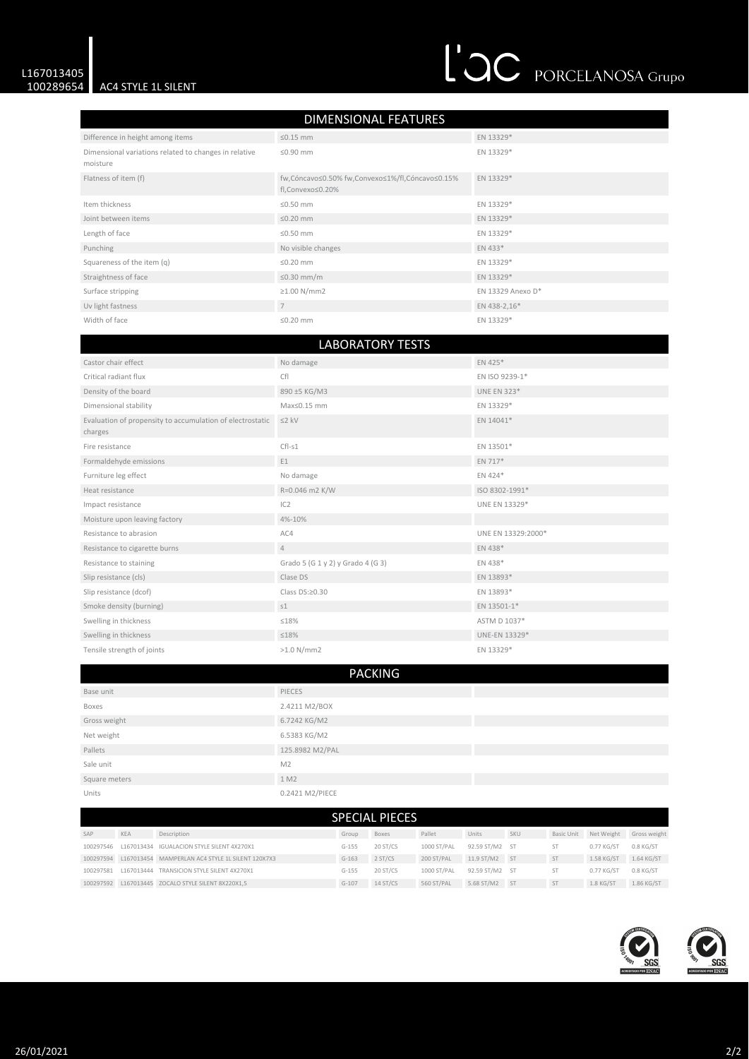L167013405
100289654 AC4 STYLE 1L SILENT

L'AC PORCELANOSA Grupo

## DIMENSIONAL FEATURES

| | | |
|---|---|---|
| Difference in height among items | ≤0.15 mm | EN 13329* |
| Dimensional variations related to changes in relative moisture | ≤0.90 mm | EN 13329* |
| Flatness of item (f) | fw,Cóncavo≤0.50% fw,Convexo≤1%/fl,Cóncavo≤0.15% fl,Convexo≤0.20% | EN 13329* |
| Item thickness | ≤0.50 mm | EN 13329* |
| Joint between items | ≤0.20 mm | EN 13329* |
| Length of face | ≤0.50 mm | EN 13329* |
| Punching | No visible changes | EN 433* |
| Squareness of the item (q) | ≤0.20 mm | EN 13329* |
| Straightness of face | ≤0.30 mm/m | EN 13329* |
| Surface stripping | ≥1.00 N/mm2 | EN 13329 Anexo D* |
| Uv light fastness | 7 | EN 438-2,16* |
| Width of face | ≤0.20 mm | EN 13329* |

## LABORATORY TESTS

| | | |
|---|---|---|
| Castor chair effect | No damage | EN 425* |
| Critical radiant flux | Cfl | EN ISO 9239-1* |
| Density of the board | 890 ±5 KG/M3 | UNE EN 323* |
| Dimensional stability | Max≤0.15 mm | EN 13329* |
| Evaluation of propensity to accumulation of electrostatic charges | ≤2 kV | EN 14041* |
| Fire resistance | Cfl-s1 | EN 13501* |
| Formaldehyde emissions | E1 | EN 717* |
| Furniture leg effect | No damage | EN 424* |
| Heat resistance | R=0.046 m2 K/W | ISO 8302-1991* |
| Impact resistance | IC2 | UNE EN 13329* |
| Moisture upon leaving factory | 4%-10% | |
| Resistance to abrasion | AC4 | UNE EN 13329:2000* |
| Resistance to cigarette burns | 4 | EN 438* |
| Resistance to staining | Grado 5 (G 1 y 2) y Grado 4 (G 3) | EN 438* |
| Slip resistance (cls) | Clase DS | EN 13893* |
| Slip resistance (dcof) | Class DS:≥0.30 | EN 13893* |
| Smoke density (burning) | s1 | EN 13501-1* |
| Swelling in thickness | ≤18% | ASTM D 1037* |
| Swelling in thickness | ≤18% | UNE-EN 13329* |
| Tensile strength of joints | >1.0 N/mm2 | EN 13329* |

## PACKING

| | |
|---|---|
| Base unit | PIECES |
| Boxes | 2.4211 M2/BOX |
| Gross weight | 6.7242 KG/M2 |
| Net weight | 6.5383 KG/M2 |
| Pallets | 125.8982 M2/PAL |
| Sale unit | M2 |
| Square meters | 1 M2 |
| Units | 0.2421 M2/PIECE |

## SPECIAL PIECES

| SAP | KEA | Description | Group | Boxes | Pallet | Units | SKU | Basic Unit | Net Weight | Gross weight |
|---|---|---|---|---|---|---|---|---|---|---|
| 100297546 | L167013434 | IGUALACION STYLE SILENT 4X270X1 | G-155 | 20 ST/CS | 1000 ST/PAL | 92.59 ST/M2 | ST | ST | 0.77 KG/ST | 0.8 KG/ST |
| 100297594 | L167013454 | MAMPERLAN AC4 STYLE 1L SILENT 120X7X3 | G-163 | 2 ST/CS | 200 ST/PAL | 11.9 ST/M2 | ST | ST | 1.58 KG/ST | 1.64 KG/ST |
| 100297581 | L167013444 | TRANSICION STYLE SILENT 4X270X1 | G-155 | 20 ST/CS | 1000 ST/PAL | 92.59 ST/M2 | ST | ST | 0.77 KG/ST | 0.8 KG/ST |
| 100297592 | L167013445 | ZOCALO STYLE SILENT 8X220X1,5 | G-107 | 14 ST/CS | 560 ST/PAL | 5.68 ST/M2 | ST | ST | 1.8 KG/ST | 1.86 KG/ST |

26/01/2021